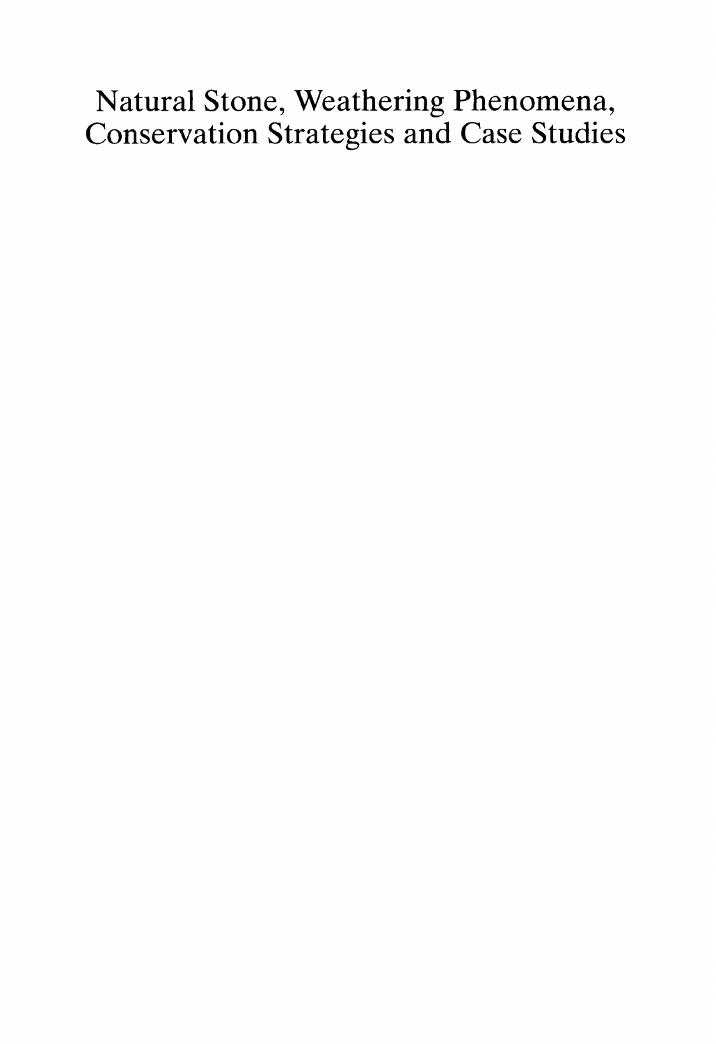# Natural Stone, Weathering Phenomena, Conservation Strategies and Case Studies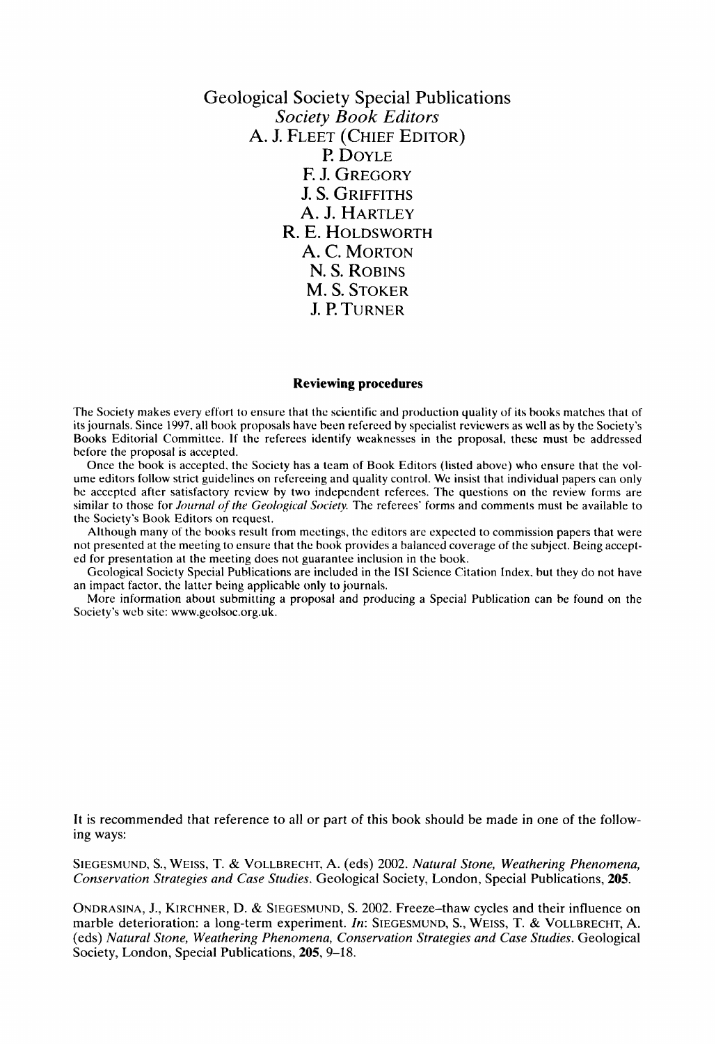# Geological Society Special Publications

## *Society Book Editors*

A. J. FLEET (CHIEF EDITOR)
P. DOYLE
F. J. GREGORY
J. S. GRIFFITHS
A. J. HARTLEY
R. E. HOLDSWORTH
A. C. MORTON
N. S. ROBINS
M. S. STOKER
J. P. TURNER

### Reviewing procedures

The Society makes every effort to ensure that the scientific and production quality of its books matches that of its journals. Since 1997, all book proposals have been refereed by specialist reviewers as well as by the Society's Books Editorial Committee. If the referees identify weaknesses in the proposal, these must be addressed before the proposal is accepted.

Once the book is accepted, the Society has a team of Book Editors (listed above) who ensure that the volume editors follow strict guidelines on refereeing and quality control. We insist that individual papers can only be accepted after satisfactory review by two independent referees. The questions on the review forms are similar to those for *Journal of the Geological Society*. The referees' forms and comments must be available to the Society's Book Editors on request.

Although many of the books result from meetings, the editors are expected to commission papers that were not presented at the meeting to ensure that the book provides a balanced coverage of the subject. Being accepted for presentation at the meeting does not guarantee inclusion in the book.

Geological Society Special Publications are included in the ISI Science Citation Index, but they do not have an impact factor, the latter being applicable only to journals.

More information about submitting a proposal and producing a Special Publication can be found on the Society's web site: www.geolsoc.org.uk.

It is recommended that reference to all or part of this book should be made in one of the following ways:

SIEGESMUND, S., WEISS, T. & VOLLBRECHT, A. (eds) 2002. *Natural Stone, Weathering Phenomena, Conservation Strategies and Case Studies*. Geological Society, London, Special Publications, **205**.

ONDRASINA, J., KIRCHNER, D. & SIEGESMUND, S. 2002. Freeze–thaw cycles and their influence on marble deterioration: a long-term experiment. *In*: SIEGESMUND, S., WEISS, T. & VOLLBRECHT, A. (eds) *Natural Stone, Weathering Phenomena, Conservation Strategies and Case Studies*. Geological Society, London, Special Publications, **205**, 9–18.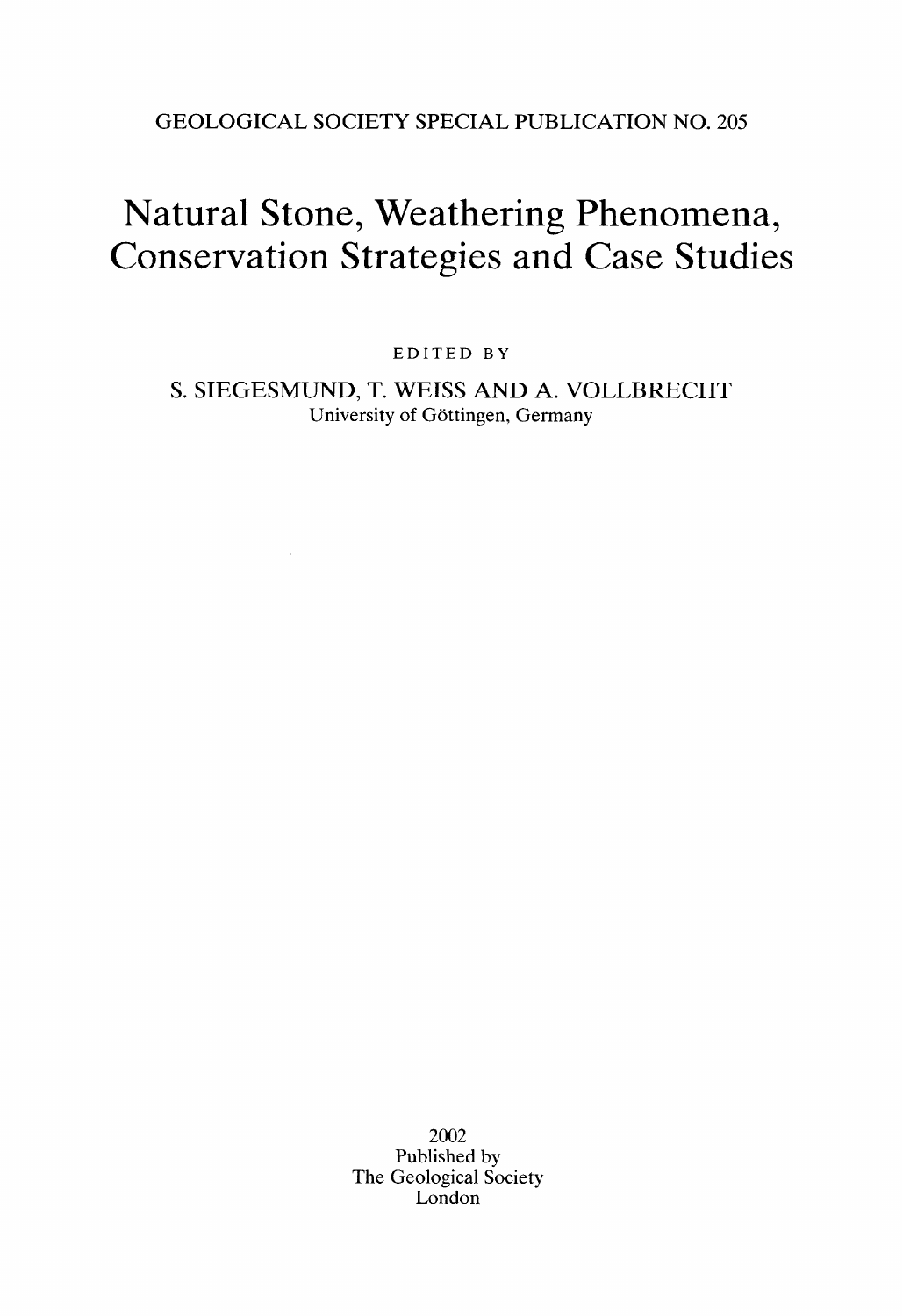GEOLOGICAL SOCIETY SPECIAL PUBLICATION NO. 205

# Natural Stone, Weathering Phenomena, Conservation Strategies and Case Studies

EDITED BY

S. SIEGESMUND, T. WEISS AND A. VOLLBRECHT

University of Göttingen, Germany

2002

Published by

The Geological Society

London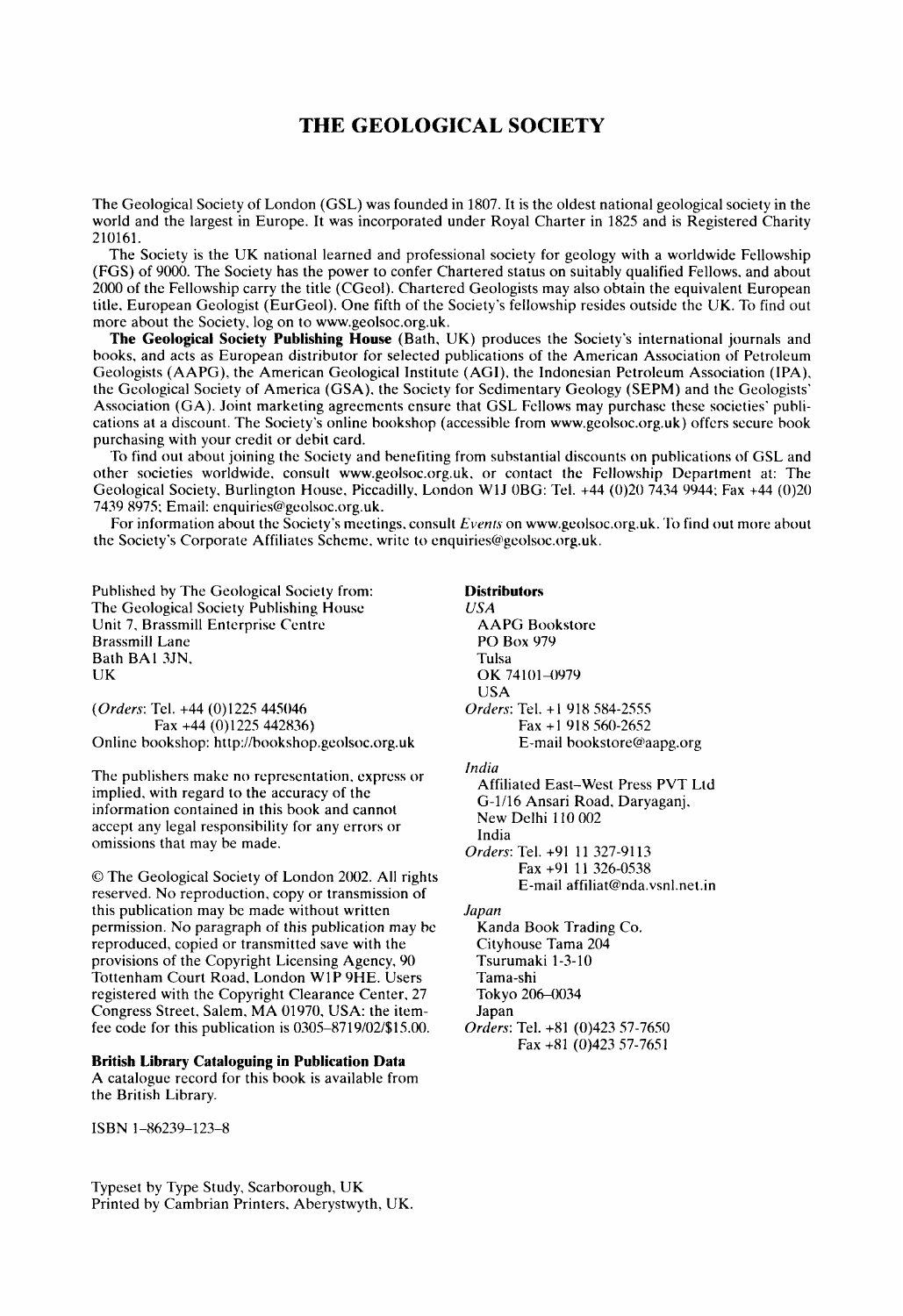# THE GEOLOGICAL SOCIETY

The Geological Society of London (GSL) was founded in 1807. It is the oldest national geological society in the world and the largest in Europe. It was incorporated under Royal Charter in 1825 and is Registered Charity 210161.

The Society is the UK national learned and professional society for geology with a worldwide Fellowship (FGS) of 9000. The Society has the power to confer Chartered status on suitably qualified Fellows, and about 2000 of the Fellowship carry the title (CGeol). Chartered Geologists may also obtain the equivalent European title, European Geologist (EurGeol). One fifth of the Society's fellowship resides outside the UK. To find out more about the Society, log on to www.geolsoc.org.uk.

**The Geological Society Publishing House** (Bath, UK) produces the Society's international journals and books, and acts as European distributor for selected publications of the American Association of Petroleum Geologists (AAPG), the American Geological Institute (AGI), the Indonesian Petroleum Association (IPA), the Geological Society of America (GSA), the Society for Sedimentary Geology (SEPM) and the Geologists' Association (GA). Joint marketing agreements ensure that GSL Fellows may purchase these societies' publications at a discount. The Society's online bookshop (accessible from www.geolsoc.org.uk) offers secure book purchasing with your credit or debit card.

To find out about joining the Society and benefiting from substantial discounts on publications of GSL and other societies worldwide, consult www.geolsoc.org.uk, or contact the Fellowship Department at: The Geological Society, Burlington House, Piccadilly, London W1J 0BG: Tel. +44 (0)20 7434 9944; Fax +44 (0)20 7439 8975; Email: enquiries@geolsoc.org.uk.

For information about the Society's meetings, consult *Events* on www.geolsoc.org.uk. To find out more about the Society's Corporate Affiliates Scheme, write to enquiries@geolsoc.org.uk.

Published by The Geological Society from:
The Geological Society Publishing House
Unit 7, Brassmill Enterprise Centre
Brassmill Lane
Bath BA1 3JN,
UK

(*Orders*: Tel. +44 (0)1225 445046
Fax +44 (0)1225 442836)
Online bookshop: http://bookshop.geolsoc.org.uk

The publishers make no representation, express or implied, with regard to the accuracy of the information contained in this book and cannot accept any legal responsibility for any errors or omissions that may be made.

© The Geological Society of London 2002. All rights reserved. No reproduction, copy or transmission of this publication may be made without written permission. No paragraph of this publication may be reproduced, copied or transmitted save with the provisions of the Copyright Licensing Agency, 90 Tottenham Court Road, London W1P 9HE. Users registered with the Copyright Clearance Center, 27 Congress Street, Salem, MA 01970, USA: the item-fee code for this publication is 0305–8719/02/$15.00.

**British Library Cataloguing in Publication Data**
A catalogue record for this book is available from the British Library.

ISBN 1-86239-123-8

Typeset by Type Study, Scarborough, UK
Printed by Cambrian Printers, Aberystwyth, UK.

**Distributors**

*USA*
AAPG Bookstore
PO Box 979
Tulsa
OK 74101–0979
USA
*Orders*: Tel. +1 918 584-2555
Fax +1 918 560-2652
E-mail bookstore@aapg.org

*India*
Affiliated East-West Press PVT Ltd
G-1/16 Ansari Road, Daryaganj,
New Delhi 110 002
India
*Orders*: Tel. +91 11 327-9113
Fax +91 11 326-0538
E-mail affiliat@nda.vsnl.net.in

*Japan*
Kanda Book Trading Co.
Cityhouse Tama 204
Tsurumaki 1-3-10
Tama-shi
Tokyo 206–0034
Japan
*Orders*: Tel. +81 (0)423 57-7650
Fax +81 (0)423 57-7651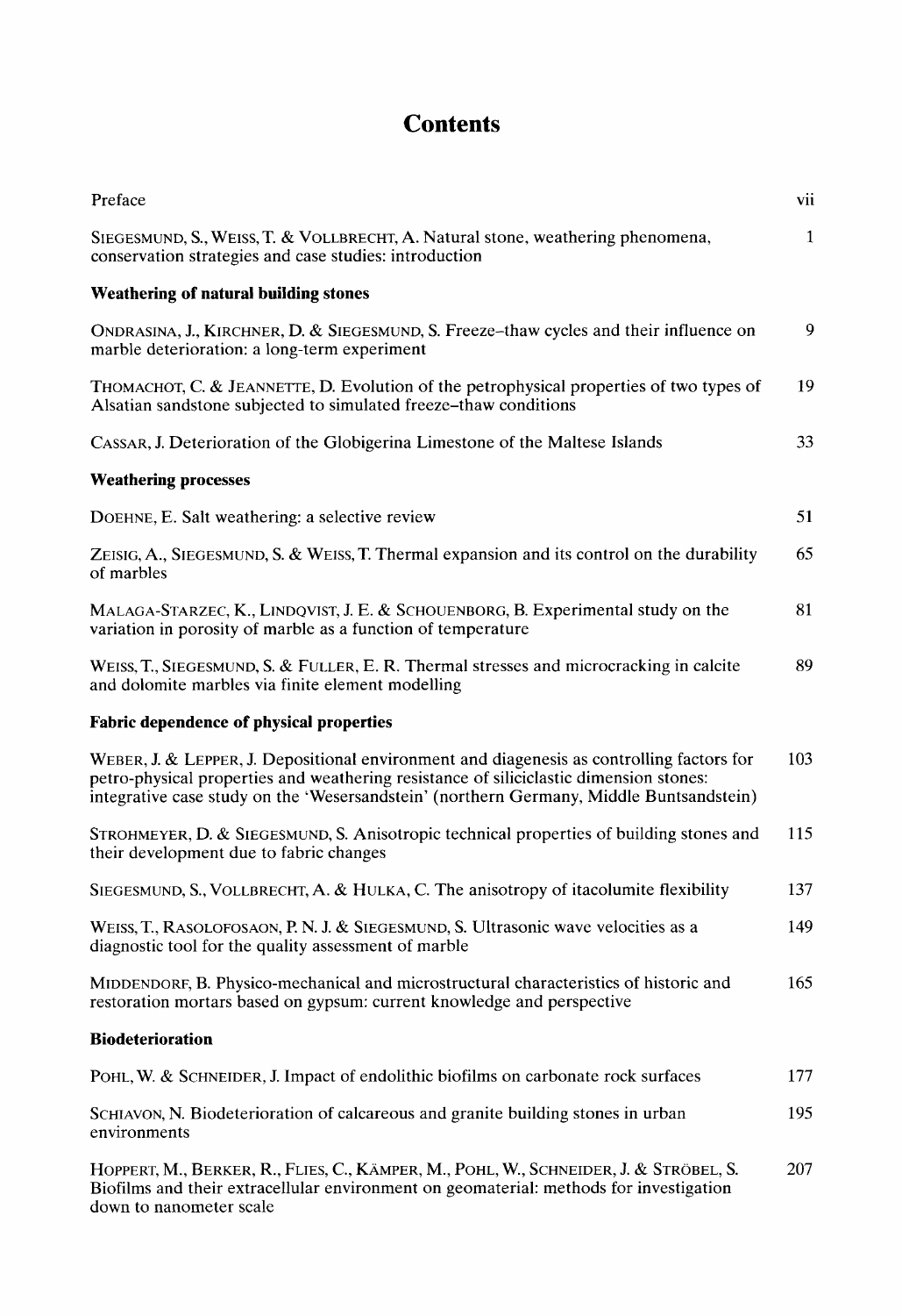# Contents

| | |
|---|---|
| Preface | vii |
| SIEGESMUND, S., WEISS, T. & VOLLBRECHT, A. Natural stone, weathering phenomena, conservation strategies and case studies: introduction | 1 |
| **Weathering of natural building stones** | |
| ONDRASINA, J., KIRCHNER, D. & SIEGESMUND, S. Freeze–thaw cycles and their influence on marble deterioration: a long-term experiment | 9 |
| THOMACHOT, C. & JEANNETTE, D. Evolution of the petrophysical properties of two types of Alsatian sandstone subjected to simulated freeze–thaw conditions | 19 |
| CASSAR, J. Deterioration of the Globigerina Limestone of the Maltese Islands | 33 |
| **Weathering processes** | |
| DOEHNE, E. Salt weathering: a selective review | 51 |
| ZEISIG, A., SIEGESMUND, S. & WEISS, T. Thermal expansion and its control on the durability of marbles | 65 |
| MALAGA-STARZEC, K., LINDQVIST, J. E. & SCHOUENBORG, B. Experimental study on the variation in porosity of marble as a function of temperature | 81 |
| WEISS, T., SIEGESMUND, S. & FULLER, E. R. Thermal stresses and microcracking in calcite and dolomite marbles via finite element modelling | 89 |
| **Fabric dependence of physical properties** | |
| WEBER, J. & LEPPER, J. Depositional environment and diagenesis as controlling factors for petro-physical properties and weathering resistance of siliciclastic dimension stones: integrative case study on the 'Wesersandstein' (northern Germany, Middle Buntsandstein) | 103 |
| STROHMEYER, D. & SIEGESMUND, S. Anisotropic technical properties of building stones and their development due to fabric changes | 115 |
| SIEGESMUND, S., VOLLBRECHT, A. & HULKA, C. The anisotropy of itacolumite flexibility | 137 |
| WEISS, T., RASOLOFOSAON, P. N. J. & SIEGESMUND, S. Ultrasonic wave velocities as a diagnostic tool for the quality assessment of marble | 149 |
| MIDDENDORF, B. Physico-mechanical and microstructural characteristics of historic and restoration mortars based on gypsum: current knowledge and perspective | 165 |
| **Biodeterioration** | |
| POHL, W. & SCHNEIDER, J. Impact of endolithic biofilms on carbonate rock surfaces | 177 |
| SCHIAVON, N. Biodeterioration of calcareous and granite building stones in urban environments | 195 |
| HOPPERT, M., BERKER, R., FLIES, C., KÄMPER, M., POHL, W., SCHNEIDER, J. & STRÖBEL, S. Biofilms and their extracellular environment on geomaterial: methods for investigation down to nanometer scale | 207 |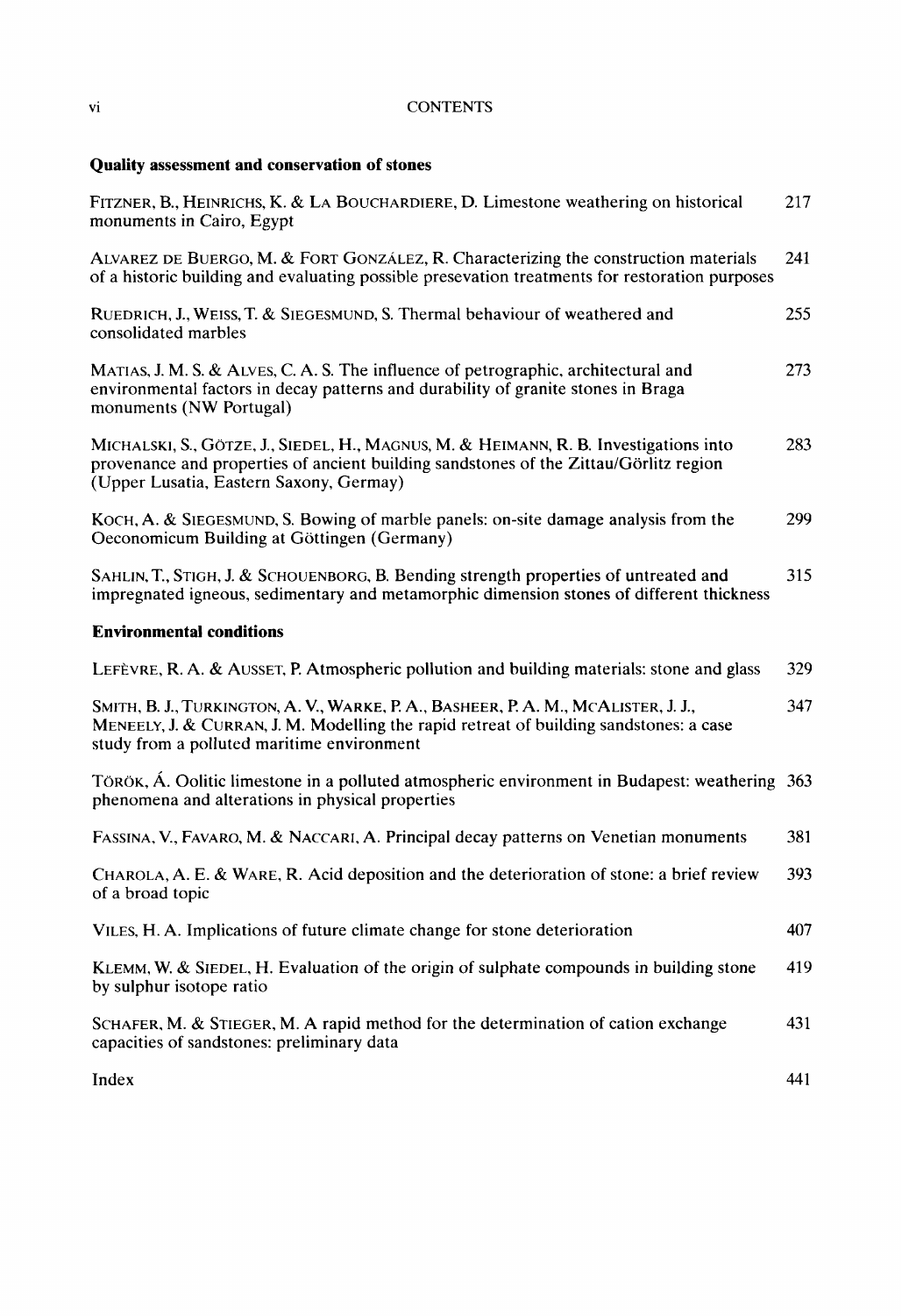## Quality assessment and conservation of stones

FITZNER, B., HEINRICHS, K. & LA BOUCHARDIERE, D. Limestone weathering on historical monuments in Cairo, Egypt — 217

ALVAREZ DE BUERGO, M. & FORT GONZÁLEZ, R. Characterizing the construction materials of a historic building and evaluating possible presevation treatments for restoration purposes — 241

RUEDRICH, J., WEISS, T. & SIEGESMUND, S. Thermal behaviour of weathered and consolidated marbles — 255

MATIAS, J. M. S. & ALVES, C. A. S. The influence of petrographic, architectural and environmental factors in decay patterns and durability of granite stones in Braga monuments (NW Portugal) — 273

MICHALSKI, S., GÖTZE, J., SIEDEL, H., MAGNUS, M. & HEIMANN, R. B. Investigations into provenance and properties of ancient building sandstones of the Zittau/Görlitz region (Upper Lusatia, Eastern Saxony, Germay) — 283

KOCH, A. & SIEGESMUND, S. Bowing of marble panels: on-site damage analysis from the Oeconomicum Building at Göttingen (Germany) — 299

SAHLIN, T., STIGH, J. & SCHOUENBORG, B. Bending strength properties of untreated and impregnated igneous, sedimentary and metamorphic dimension stones of different thickness — 315

## Environmental conditions

LEFÈVRE, R. A. & AUSSET, P. Atmospheric pollution and building materials: stone and glass — 329

SMITH, B. J., TURKINGTON, A. V., WARKE, P. A., BASHEER, P. A. M., MCALISTER, J. J., MENEELY, J. & CURRAN, J. M. Modelling the rapid retreat of building sandstones: a case study from a polluted maritime environment — 347

TÖRÖK, Á. Oolitic limestone in a polluted atmospheric environment in Budapest: weathering phenomena and alterations in physical properties — 363

FASSINA, V., FAVARO, M. & NACCARI, A. Principal decay patterns on Venetian monuments — 381

CHAROLA, A. E. & WARE, R. Acid deposition and the deterioration of stone: a brief review of a broad topic — 393

VILES, H. A. Implications of future climate change for stone deterioration — 407

KLEMM, W. & SIEDEL, H. Evaluation of the origin of sulphate compounds in building stone by sulphur isotope ratio — 419

SCHAFER, M. & STIEGER, M. A rapid method for the determination of cation exchange capacities of sandstones: preliminary data — 431

Index — 441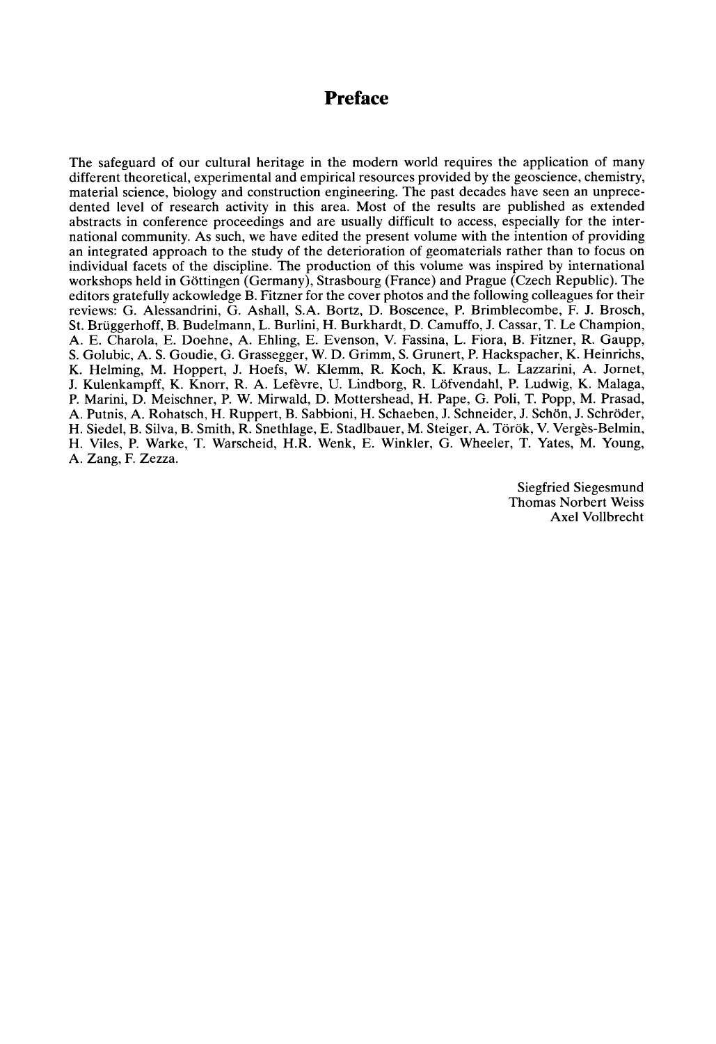# Preface

The safeguard of our cultural heritage in the modern world requires the application of many different theoretical, experimental and empirical resources provided by the geoscience, chemistry, material science, biology and construction engineering. The past decades have seen an unprecedented level of research activity in this area. Most of the results are published as extended abstracts in conference proceedings and are usually difficult to access, especially for the international community. As such, we have edited the present volume with the intention of providing an integrated approach to the study of the deterioration of geomaterials rather than to focus on individual facets of the discipline. The production of this volume was inspired by international workshops held in Göttingen (Germany), Strasbourg (France) and Prague (Czech Republic). The editors gratefully ackowledge B. Fitzner for the cover photos and the following colleagues for their reviews: G. Alessandrini, G. Ashall, S.A. Bortz, D. Boscence, P. Brimblecombe, F. J. Brosch, St. Brüggerhoff, B. Budelmann, L. Burlini, H. Burkhardt, D. Camuffo, J. Cassar, T. Le Champion, A. E. Charola, E. Doehne, A. Ehling, E. Evenson, V. Fassina, L. Fiora, B. Fitzner, R. Gaupp, S. Golubic, A. S. Goudie, G. Grassegger, W. D. Grimm, S. Grunert, P. Hackspacher, K. Heinrichs, K. Helming, M. Hoppert, J. Hoefs, W. Klemm, R. Koch, K. Kraus, L. Lazzarini, A. Jornet, J. Kulenkampff, K. Knorr, R. A. Lefèvre, U. Lindborg, R. Löfvendahl, P. Ludwig, K. Malaga, P. Marini, D. Meischner, P. W. Mirwald, D. Mottershead, H. Pape, G. Poli, T. Popp, M. Prasad, A. Putnis, A. Rohatsch, H. Ruppert, B. Sabbioni, H. Schaeben, J. Schneider, J. Schön, J. Schröder, H. Siedel, B. Silva, B. Smith, R. Snethlage, E. Stadlbauer, M. Steiger, A. Török, V. Vergès-Belmin, H. Viles, P. Warke, T. Warscheid, H.R. Wenk, E. Winkler, G. Wheeler, T. Yates, M. Young, A. Zang, F. Zezza.

Siegfried Siegesmund
Thomas Norbert Weiss
Axel Vollbrecht